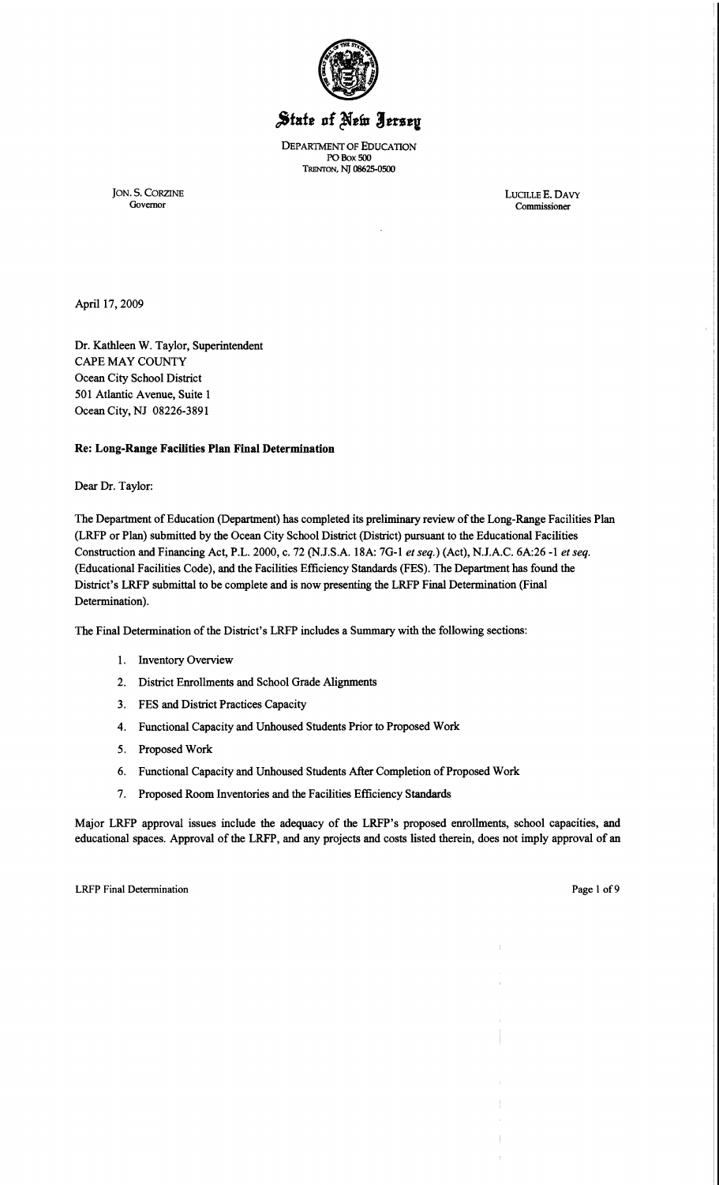# State of New Jersey

DEPARTMENT OF EDUCATION
PO Box 500
TRENTON, NJ 08625-0500

JON. S. CORZINE
Governor

LUCILLE E. DAVY
Commissioner

April 17, 2009

Dr. Kathleen W. Taylor, Superintendent
CAPE MAY COUNTY
Ocean City School District
501 Atlantic Avenue, Suite 1
Ocean City, NJ 08226-3891

**Re: Long-Range Facilities Plan Final Determination**

Dear Dr. Taylor:

The Department of Education (Department) has completed its preliminary review of the Long-Range Facilities Plan (LRFP or Plan) submitted by the Ocean City School District (District) pursuant to the Educational Facilities Construction and Financing Act, P.L. 2000, c. 72 (N.J.S.A. 18A: 7G-1 *et seq.*) (Act), N.J.A.C. 6A:26 -1 *et seq.* (Educational Facilities Code), and the Facilities Efficiency Standards (FES). The Department has found the District's LRFP submittal to be complete and is now presenting the LRFP Final Determination (Final Determination).

The Final Determination of the District's LRFP includes a Summary with the following sections:

1. Inventory Overview
2. District Enrollments and School Grade Alignments
3. FES and District Practices Capacity
4. Functional Capacity and Unhoused Students Prior to Proposed Work
5. Proposed Work
6. Functional Capacity and Unhoused Students After Completion of Proposed Work
7. Proposed Room Inventories and the Facilities Efficiency Standards

Major LRFP approval issues include the adequacy of the LRFP's proposed enrollments, school capacities, and educational spaces. Approval of the LRFP, and any projects and costs listed therein, does not imply approval of an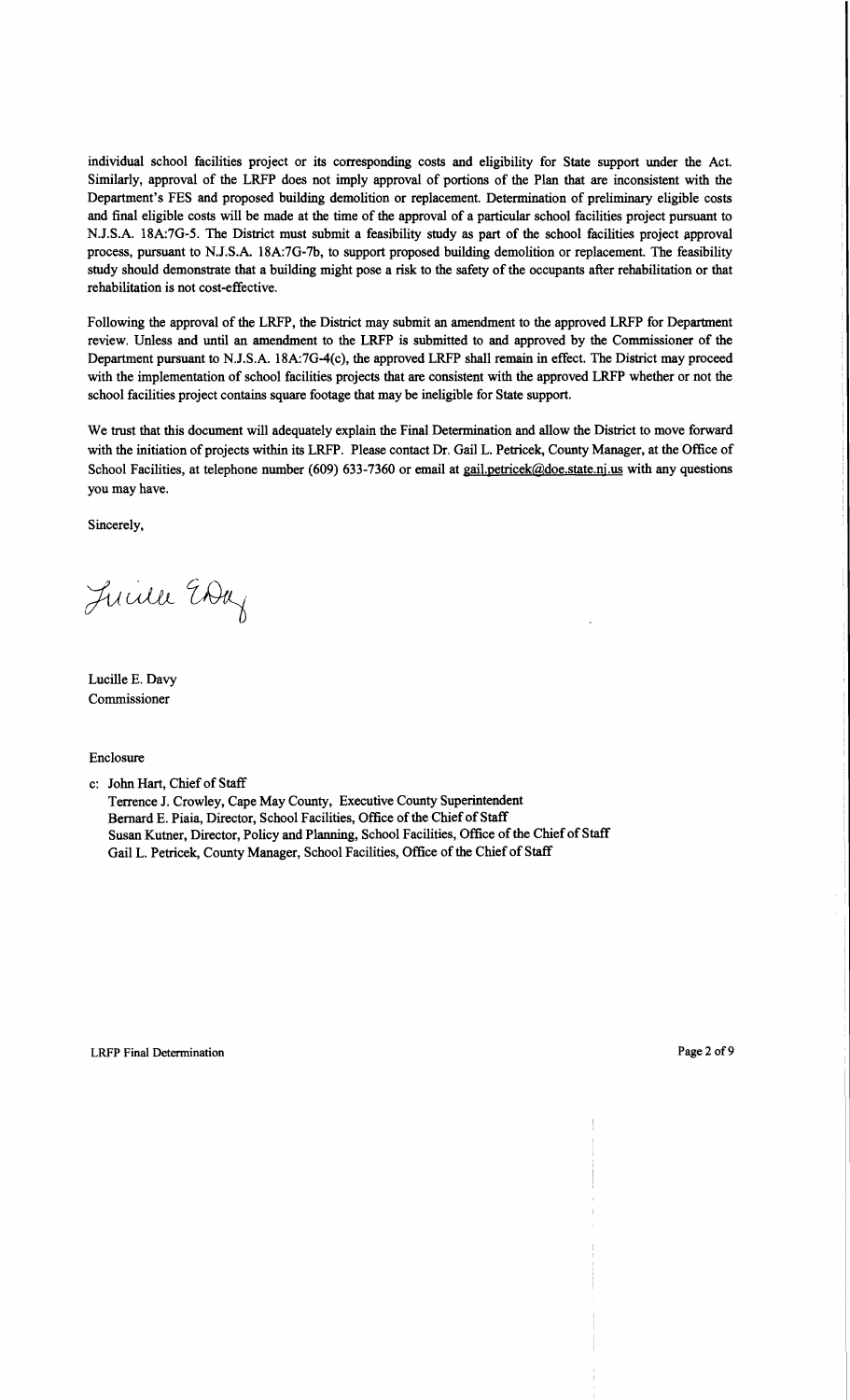individual school facilities project or its corresponding costs and eligibility for State support under the Act. Similarly, approval of the LRFP does not imply approval of portions of the Plan that are inconsistent with the Department's FES and proposed building demolition or replacement. Determination of preliminary eligible costs and final eligible costs will be made at the time of the approval of a particular school facilities project pursuant to N.J.S.A. 18A:7G-5. The District must submit a feasibility study as part of the school facilities project approval process, pursuant to N.J.S.A. 18A:7G-7b, to support proposed building demolition or replacement. The feasibility study should demonstrate that a building might pose a risk to the safety of the occupants after rehabilitation or that rehabilitation is not cost-effective.

Following the approval of the LRFP, the District may submit an amendment to the approved LRFP for Department review. Unless and until an amendment to the LRFP is submitted to and approved by the Commissioner of the Department pursuant to N.J.S.A. 18A:7G-4(c), the approved LRFP shall remain in effect. The District may proceed with the implementation of school facilities projects that are consistent with the approved LRFP whether or not the school facilities project contains square footage that may be ineligible for State support.

We trust that this document will adequately explain the Final Determination and allow the District to move forward with the initiation of projects within its LRFP. Please contact Dr. Gail L. Petricek, County Manager, at the Office of School Facilities, at telephone number (609) 633-7360 or email at gail.petricek@doe.state.nj.us with any questions you may have.

Sincerely,

Lucille E. Davy
Commissioner

Enclosure

c: John Hart, Chief of Staff
Terrence J. Crowley, Cape May County, Executive County Superintendent
Bernard E. Piaia, Director, School Facilities, Office of the Chief of Staff
Susan Kutner, Director, Policy and Planning, School Facilities, Office of the Chief of Staff
Gail L. Petricek, County Manager, School Facilities, Office of the Chief of Staff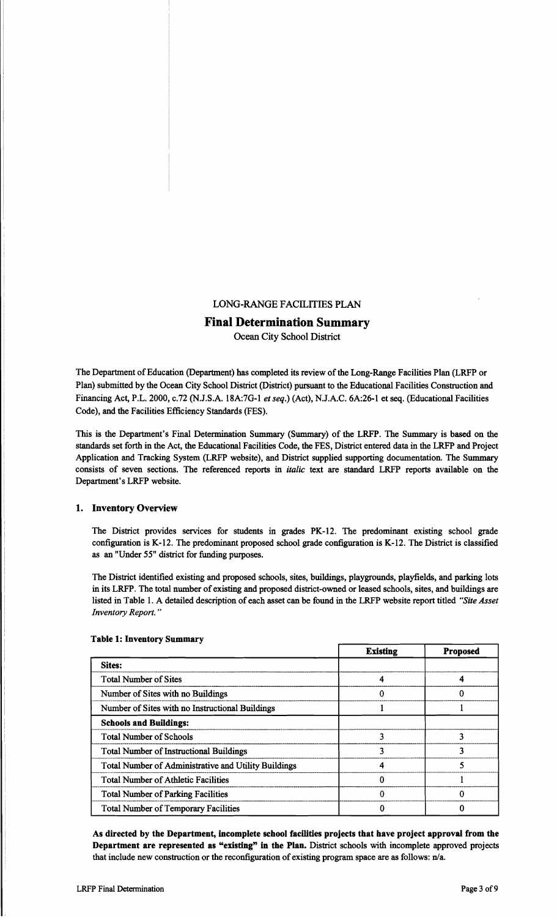LONG-RANGE FACILITIES PLAN

# Final Determination Summary

Ocean City School District

The Department of Education (Department) has completed its review of the Long-Range Facilities Plan (LRFP or Plan) submitted by the Ocean City School District (District) pursuant to the Educational Facilities Construction and Financing Act, P.L. 2000, c.72 (N.J.S.A. 18A:7G-1 *et seq.*) (Act), N.J.A.C. 6A:26-1 et seq. (Educational Facilities Code), and the Facilities Efficiency Standards (FES).

This is the Department's Final Determination Summary (Summary) of the LRFP. The Summary is based on the standards set forth in the Act, the Educational Facilities Code, the FES, District entered data in the LRFP and Project Application and Tracking System (LRFP website), and District supplied supporting documentation. The Summary consists of seven sections. The referenced reports in *italic* text are standard LRFP reports available on the Department's LRFP website.

## 1. Inventory Overview

The District provides services for students in grades PK-12. The predominant existing school grade configuration is K-12. The predominant proposed school grade configuration is K-12. The District is classified as an "Under 55" district for funding purposes.

The District identified existing and proposed schools, sites, buildings, playgrounds, playfields, and parking lots in its LRFP. The total number of existing and proposed district-owned or leased schools, sites, and buildings are listed in Table 1. A detailed description of each asset can be found in the LRFP website report titled *"Site Asset Inventory Report."*

**Table 1: Inventory Summary**

| | Existing | Proposed |
|---|---|---|
| **Sites:** | | |
| Total Number of Sites | 4 | 4 |
| Number of Sites with no Buildings | 0 | 0 |
| Number of Sites with no Instructional Buildings | 1 | 1 |
| **Schools and Buildings:** | | |
| Total Number of Schools | 3 | 3 |
| Total Number of Instructional Buildings | 3 | 3 |
| Total Number of Administrative and Utility Buildings | 4 | 5 |
| Total Number of Athletic Facilities | 0 | 1 |
| Total Number of Parking Facilities | 0 | 0 |
| Total Number of Temporary Facilities | 0 | 0 |

**As directed by the Department, incomplete school facilities projects that have project approval from the Department are represented as "existing" in the Plan.** District schools with incomplete approved projects that include new construction or the reconfiguration of existing program space are as follows: n/a.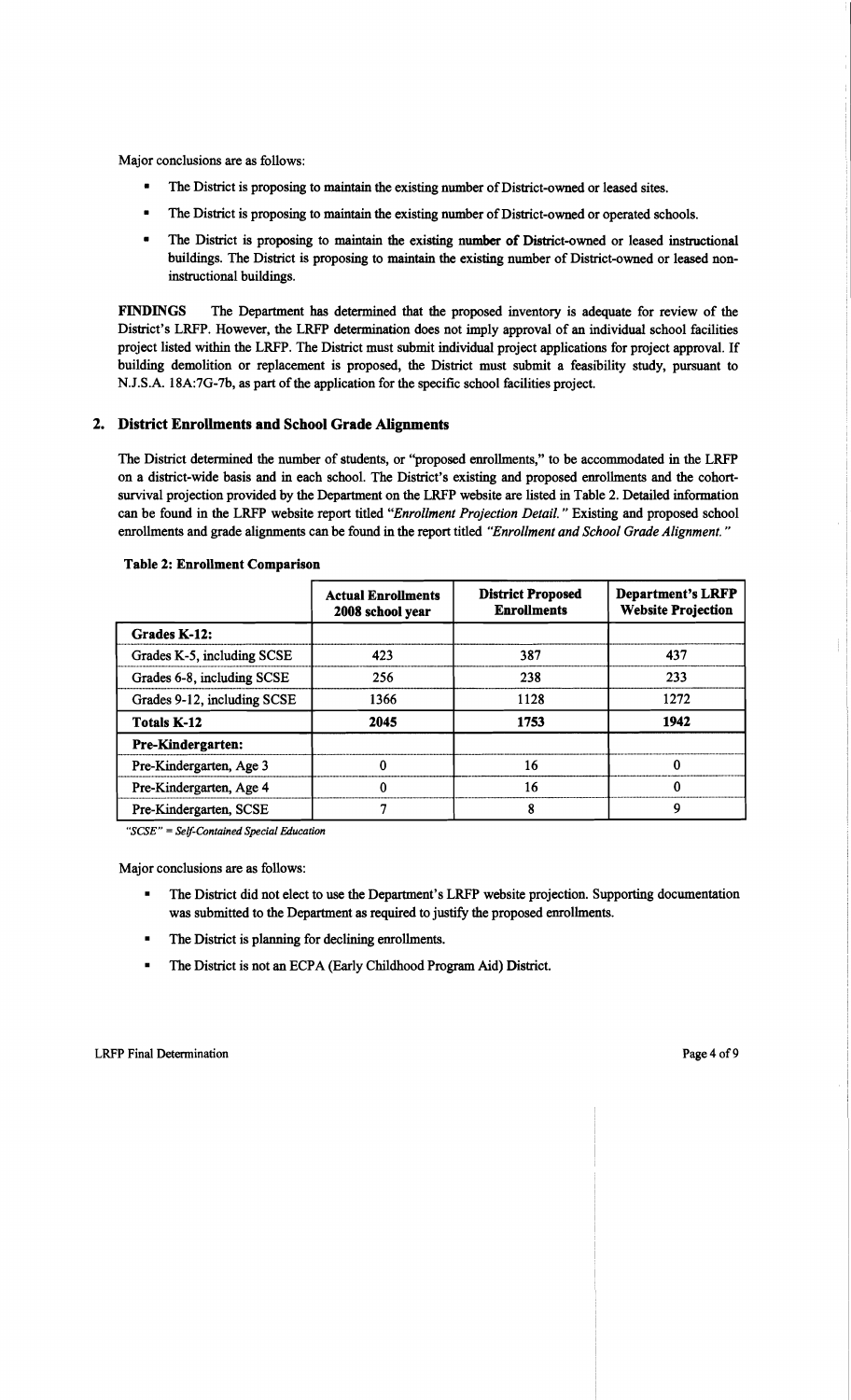Major conclusions are as follows:

- The District is proposing to maintain the existing number of District-owned or leased sites.
- The District is proposing to maintain the existing number of District-owned or operated schools.
- The District is proposing to maintain the existing number of District-owned or leased instructional buildings. The District is proposing to maintain the existing number of District-owned or leased non-instructional buildings.

**FINDINGS** The Department has determined that the proposed inventory is adequate for review of the District's LRFP. However, the LRFP determination does not imply approval of an individual school facilities project listed within the LRFP. The District must submit individual project applications for project approval. If building demolition or replacement is proposed, the District must submit a feasibility study, pursuant to N.J.S.A. 18A:7G-7b, as part of the application for the specific school facilities project.

## 2. District Enrollments and School Grade Alignments

The District determined the number of students, or "proposed enrollments," to be accommodated in the LRFP on a district-wide basis and in each school. The District's existing and proposed enrollments and the cohort-survival projection provided by the Department on the LRFP website are listed in Table 2. Detailed information can be found in the LRFP website report titled *"Enrollment Projection Detail."* Existing and proposed school enrollments and grade alignments can be found in the report titled *"Enrollment and School Grade Alignment."*

**Table 2: Enrollment Comparison**

| | Actual Enrollments 2008 school year | District Proposed Enrollments | Department's LRFP Website Projection |
|---|---|---|---|
| **Grades K-12:** | | | |
| Grades K-5, including SCSE | 423 | 387 | 437 |
| Grades 6-8, including SCSE | 256 | 238 | 233 |
| Grades 9-12, including SCSE | 1366 | 1128 | 1272 |
| **Totals K-12** | **2045** | **1753** | **1942** |
| **Pre-Kindergarten:** | | | |
| Pre-Kindergarten, Age 3 | 0 | 16 | 0 |
| Pre-Kindergarten, Age 4 | 0 | 16 | 0 |
| Pre-Kindergarten, SCSE | 7 | 8 | 9 |

*"SCSE" = Self-Contained Special Education*

Major conclusions are as follows:

- The District did not elect to use the Department's LRFP website projection. Supporting documentation was submitted to the Department as required to justify the proposed enrollments.
- The District is planning for declining enrollments.
- The District is not an ECPA (Early Childhood Program Aid) District.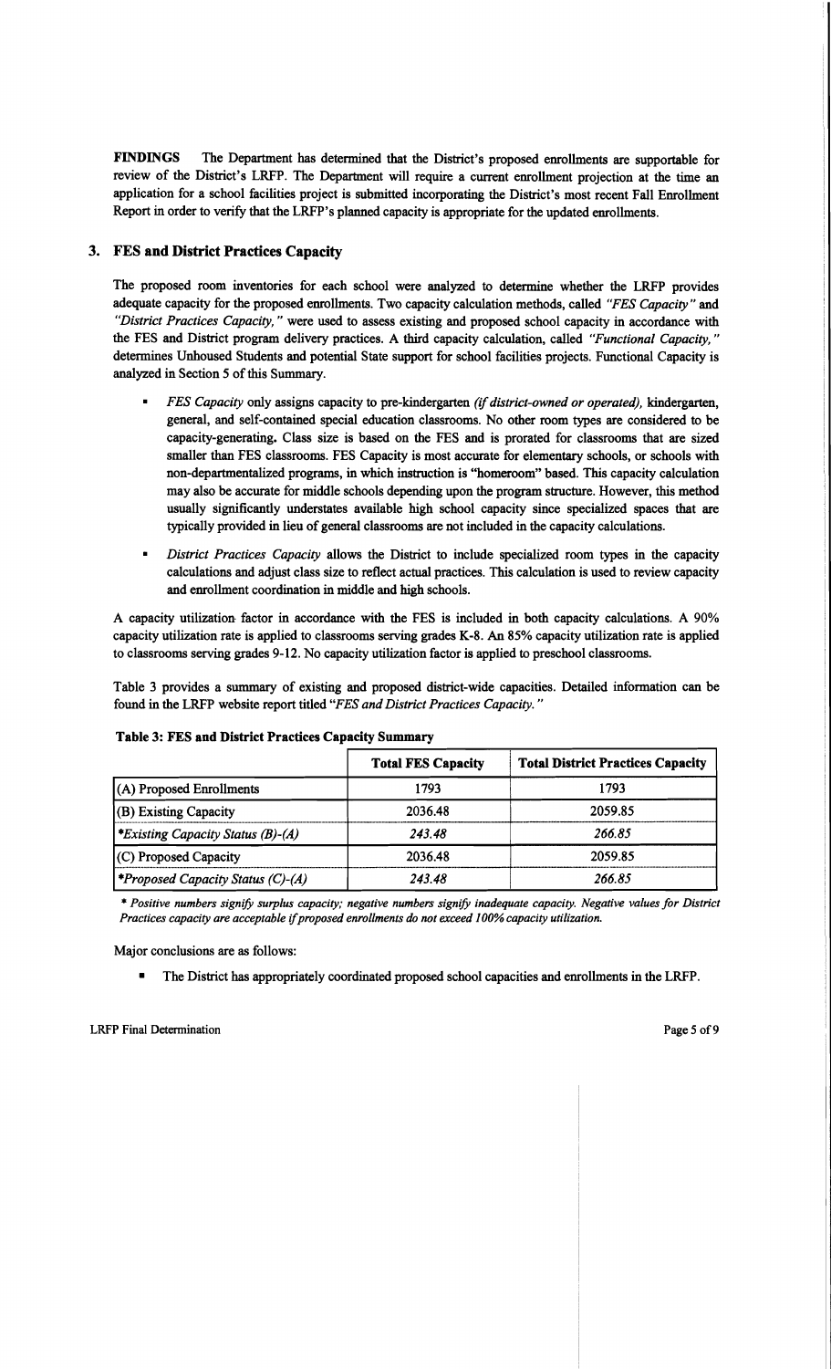**FINDINGS** The Department has determined that the District's proposed enrollments are supportable for review of the District's LRFP. The Department will require a current enrollment projection at the time an application for a school facilities project is submitted incorporating the District's most recent Fall Enrollment Report in order to verify that the LRFP's planned capacity is appropriate for the updated enrollments.

## 3. FES and District Practices Capacity

The proposed room inventories for each school were analyzed to determine whether the LRFP provides adequate capacity for the proposed enrollments. Two capacity calculation methods, called *"FES Capacity"* and *"District Practices Capacity,"* were used to assess existing and proposed school capacity in accordance with the FES and District program delivery practices. A third capacity calculation, called *"Functional Capacity,"* determines Unhoused Students and potential State support for school facilities projects. Functional Capacity is analyzed in Section 5 of this Summary.

- *FES Capacity* only assigns capacity to pre-kindergarten *(if district-owned or operated),* kindergarten, general, and self-contained special education classrooms. No other room types are considered to be capacity-generating. Class size is based on the FES and is prorated for classrooms that are sized smaller than FES classrooms. FES Capacity is most accurate for elementary schools, or schools with non-departmentalized programs, in which instruction is "homeroom" based. This capacity calculation may also be accurate for middle schools depending upon the program structure. However, this method usually significantly understates available high school capacity since specialized spaces that are typically provided in lieu of general classrooms are not included in the capacity calculations.
- *District Practices Capacity* allows the District to include specialized room types in the capacity calculations and adjust class size to reflect actual practices. This calculation is used to review capacity and enrollment coordination in middle and high schools.

A capacity utilization factor in accordance with the FES is included in both capacity calculations. A 90% capacity utilization rate is applied to classrooms serving grades K-8. An 85% capacity utilization rate is applied to classrooms serving grades 9-12. No capacity utilization factor is applied to preschool classrooms.

Table 3 provides a summary of existing and proposed district-wide capacities. Detailed information can be found in the LRFP website report titled *"FES and District Practices Capacity."*

**Table 3: FES and District Practices Capacity Summary**

| | Total FES Capacity | Total District Practices Capacity |
|---|---|---|
| (A) Proposed Enrollments | 1793 | 1793 |
| (B) Existing Capacity | 2036.48 | 2059.85 |
| **Existing Capacity Status (B)-(A)* | *243.48* | *266.85* |
| (C) Proposed Capacity | 2036.48 | 2059.85 |
| **Proposed Capacity Status (C)-(A)* | *243.48* | *266.85* |

*\* Positive numbers signify surplus capacity; negative numbers signify inadequate capacity. Negative values for District Practices capacity are acceptable if proposed enrollments do not exceed 100% capacity utilization.*

Major conclusions are as follows:

- The District has appropriately coordinated proposed school capacities and enrollments in the LRFP.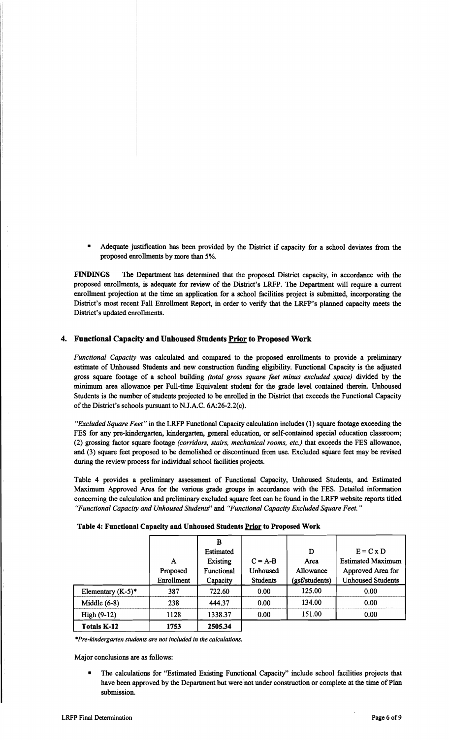- Adequate justification has been provided by the District if capacity for a school deviates from the proposed enrollments by more than 5%.

**FINDINGS** The Department has determined that the proposed District capacity, in accordance with the proposed enrollments, is adequate for review of the District's LRFP. The Department will require a current enrollment projection at the time an application for a school facilities project is submitted, incorporating the District's most recent Fall Enrollment Report, in order to verify that the LRFP's planned capacity meets the District's updated enrollments.

## 4. Functional Capacity and Unhoused Students <u>Prior</u> to Proposed Work

*Functional Capacity* was calculated and compared to the proposed enrollments to provide a preliminary estimate of Unhoused Students and new construction funding eligibility. Functional Capacity is the adjusted gross square footage of a school building *(total gross square feet minus excluded space)* divided by the minimum area allowance per Full-time Equivalent student for the grade level contained therein. Unhoused Students is the number of students projected to be enrolled in the District that exceeds the Functional Capacity of the District's schools pursuant to N.J.A.C. 6A:26-2.2(c).

*"Excluded Square Feet"* in the LRFP Functional Capacity calculation includes (1) square footage exceeding the FES for any pre-kindergarten, kindergarten, general education, or self-contained special education classroom; (2) grossing factor square footage *(corridors, stairs, mechanical rooms, etc.)* that exceeds the FES allowance, and (3) square feet proposed to be demolished or discontinued from use. Excluded square feet may be revised during the review process for individual school facilities projects.

Table 4 provides a preliminary assessment of Functional Capacity, Unhoused Students, and Estimated Maximum Approved Area for the various grade groups in accordance with the FES. Detailed information concerning the calculation and preliminary excluded square feet can be found in the LRFP website reports titled *"Functional Capacity and Unhoused Students"* and *"Functional Capacity Excluded Square Feet."*

**Table 4: Functional Capacity and Unhoused Students <u>Prior</u> to Proposed Work**

| | A Proposed Enrollment | B Estimated Existing Functional Capacity | C = A-B Unhoused Students | D Area Allowance (gsf/students) | E = C x D Estimated Maximum Approved Area for Unhoused Students |
|---|---|---|---|---|---|
| Elementary (K-5)* | 387 | 722.60 | 0.00 | 125.00 | 0.00 |
| Middle (6-8) | 238 | 444.37 | 0.00 | 134.00 | 0.00 |
| High (9-12) | 1128 | 1338.37 | 0.00 | 151.00 | 0.00 |
| **Totals K-12** | **1753** | **2505.34** | | | |

*\*Pre-kindergarten students are not included in the calculations.*

Major conclusions are as follows:

- The calculations for "Estimated Existing Functional Capacity" include school facilities projects that have been approved by the Department but were not under construction or complete at the time of Plan submission.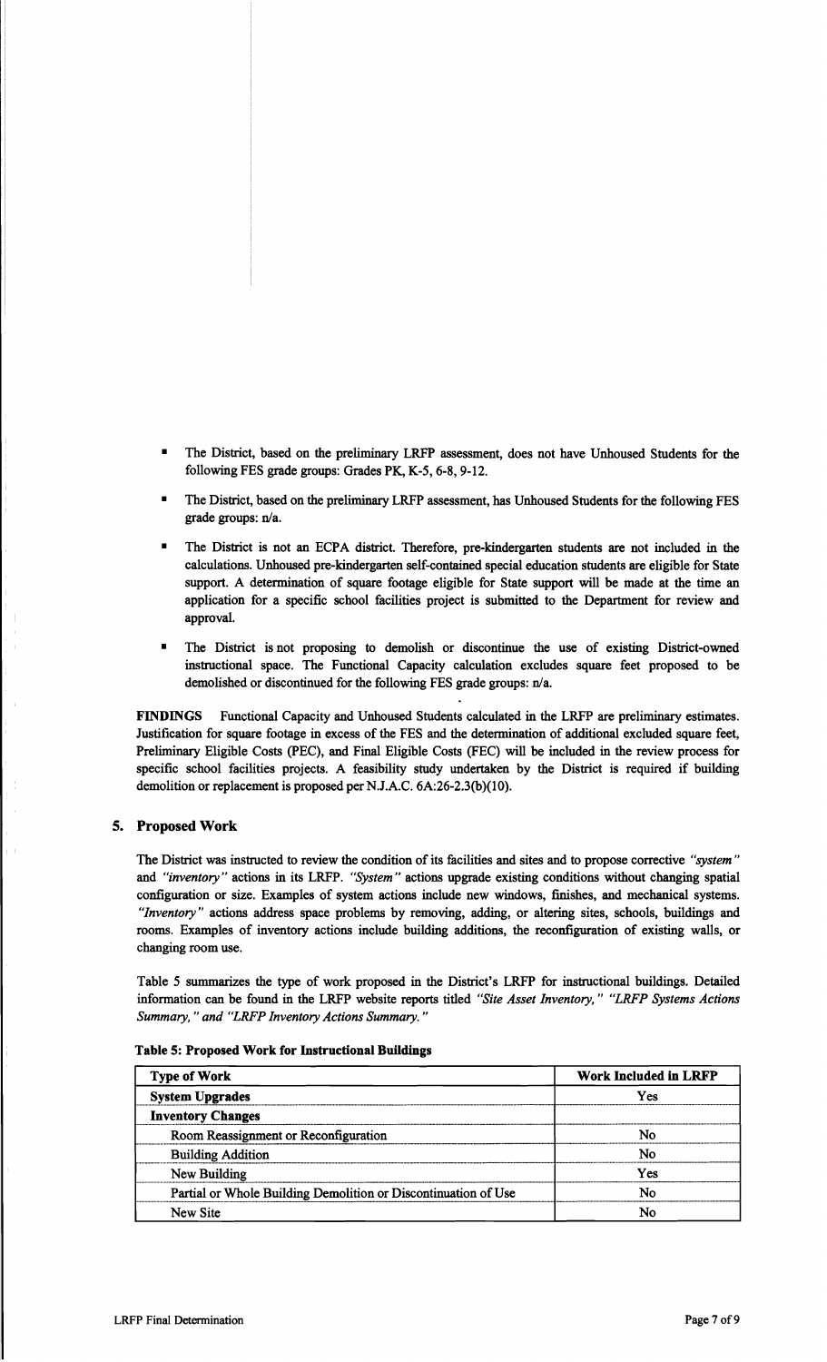- The District, based on the preliminary LRFP assessment, does not have Unhoused Students for the following FES grade groups: Grades PK, K-5, 6-8, 9-12.
- The District, based on the preliminary LRFP assessment, has Unhoused Students for the following FES grade groups: n/a.
- The District is not an ECPA district. Therefore, pre-kindergarten students are not included in the calculations. Unhoused pre-kindergarten self-contained special education students are eligible for State support. A determination of square footage eligible for State support will be made at the time an application for a specific school facilities project is submitted to the Department for review and approval.
- The District is not proposing to demolish or discontinue the use of existing District-owned instructional space. The Functional Capacity calculation excludes square feet proposed to be demolished or discontinued for the following FES grade groups: n/a.

**FINDINGS** Functional Capacity and Unhoused Students calculated in the LRFP are preliminary estimates. Justification for square footage in excess of the FES and the determination of additional excluded square feet, Preliminary Eligible Costs (PEC), and Final Eligible Costs (FEC) will be included in the review process for specific school facilities projects. A feasibility study undertaken by the District is required if building demolition or replacement is proposed per N.J.A.C. 6A:26-2.3(b)(10).

## 5. Proposed Work

The District was instructed to review the condition of its facilities and sites and to propose corrective *"system"* and *"inventory"* actions in its LRFP. *"System"* actions upgrade existing conditions without changing spatial configuration or size. Examples of system actions include new windows, finishes, and mechanical systems. *"Inventory"* actions address space problems by removing, adding, or altering sites, schools, buildings and rooms. Examples of inventory actions include building additions, the reconfiguration of existing walls, or changing room use.

Table 5 summarizes the type of work proposed in the District's LRFP for instructional buildings. Detailed information can be found in the LRFP website reports titled *"Site Asset Inventory," "LRFP Systems Actions Summary," and "LRFP Inventory Actions Summary."*

**Table 5: Proposed Work for Instructional Buildings**

| Type of Work | Work Included in LRFP |
|---|---|
| **System Upgrades** | Yes |
| **Inventory Changes** | |
| Room Reassignment or Reconfiguration | No |
| Building Addition | No |
| New Building | Yes |
| Partial or Whole Building Demolition or Discontinuation of Use | No |
| New Site | No |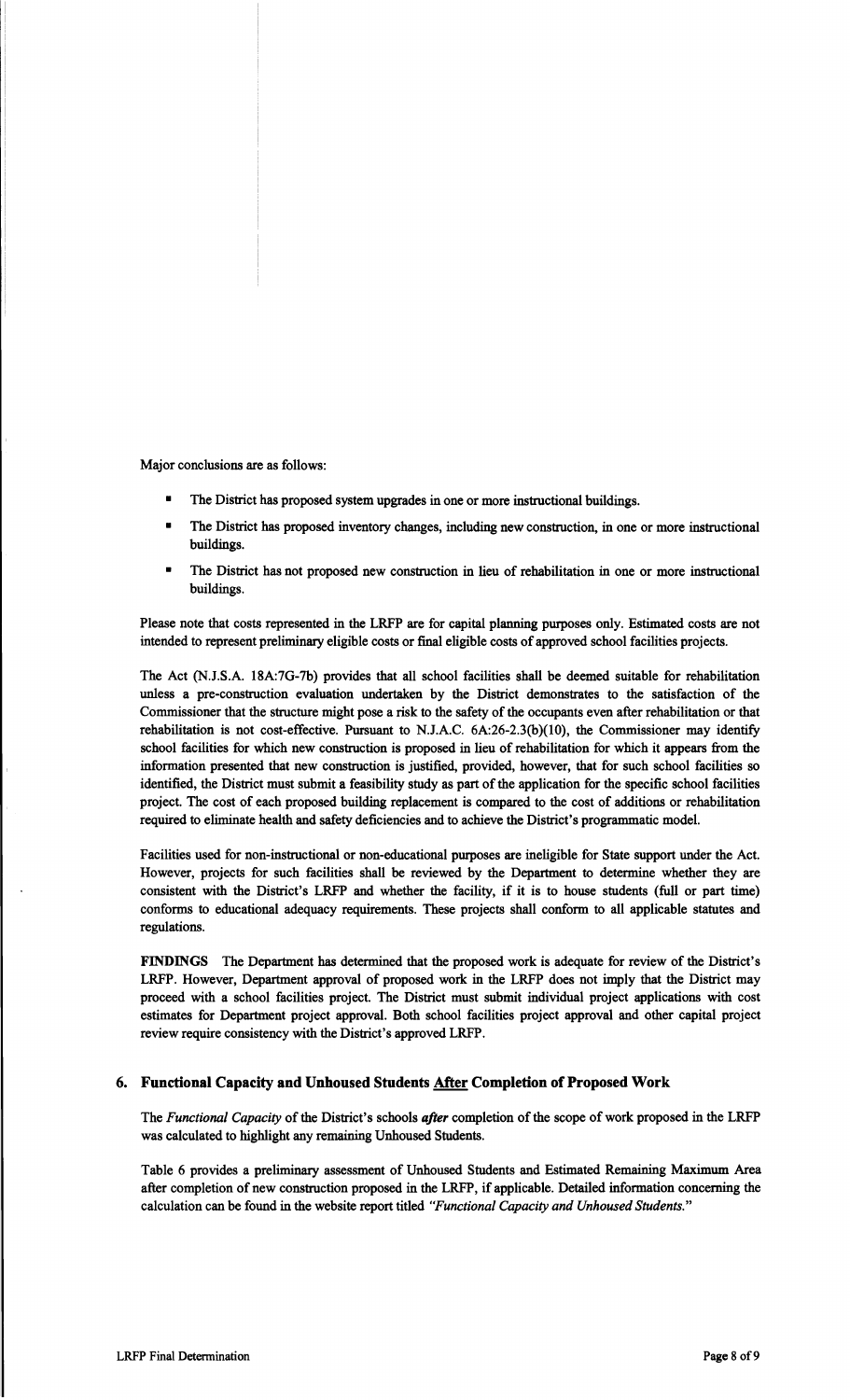Major conclusions are as follows:

- The District has proposed system upgrades in one or more instructional buildings.
- The District has proposed inventory changes, including new construction, in one or more instructional buildings.
- The District has not proposed new construction in lieu of rehabilitation in one or more instructional buildings.

Please note that costs represented in the LRFP are for capital planning purposes only. Estimated costs are not intended to represent preliminary eligible costs or final eligible costs of approved school facilities projects.

The Act (N.J.S.A. 18A:7G-7b) provides that all school facilities shall be deemed suitable for rehabilitation unless a pre-construction evaluation undertaken by the District demonstrates to the satisfaction of the Commissioner that the structure might pose a risk to the safety of the occupants even after rehabilitation or that rehabilitation is not cost-effective. Pursuant to N.J.A.C. 6A:26-2.3(b)(10), the Commissioner may identify school facilities for which new construction is proposed in lieu of rehabilitation for which it appears from the information presented that new construction is justified, provided, however, that for such school facilities so identified, the District must submit a feasibility study as part of the application for the specific school facilities project. The cost of each proposed building replacement is compared to the cost of additions or rehabilitation required to eliminate health and safety deficiencies and to achieve the District's programmatic model.

Facilities used for non-instructional or non-educational purposes are ineligible for State support under the Act. However, projects for such facilities shall be reviewed by the Department to determine whether they are consistent with the District's LRFP and whether the facility, if it is to house students (full or part time) conforms to educational adequacy requirements. These projects shall conform to all applicable statutes and regulations.

**FINDINGS** The Department has determined that the proposed work is adequate for review of the District's LRFP. However, Department approval of proposed work in the LRFP does not imply that the District may proceed with a school facilities project. The District must submit individual project applications with cost estimates for Department project approval. Both school facilities project approval and other capital project review require consistency with the District's approved LRFP.

## 6. Functional Capacity and Unhoused Students After Completion of Proposed Work

The *Functional Capacity* of the District's schools ***after*** completion of the scope of work proposed in the LRFP was calculated to highlight any remaining Unhoused Students.

Table 6 provides a preliminary assessment of Unhoused Students and Estimated Remaining Maximum Area after completion of new construction proposed in the LRFP, if applicable. Detailed information concerning the calculation can be found in the website report titled *"Functional Capacity and Unhoused Students."*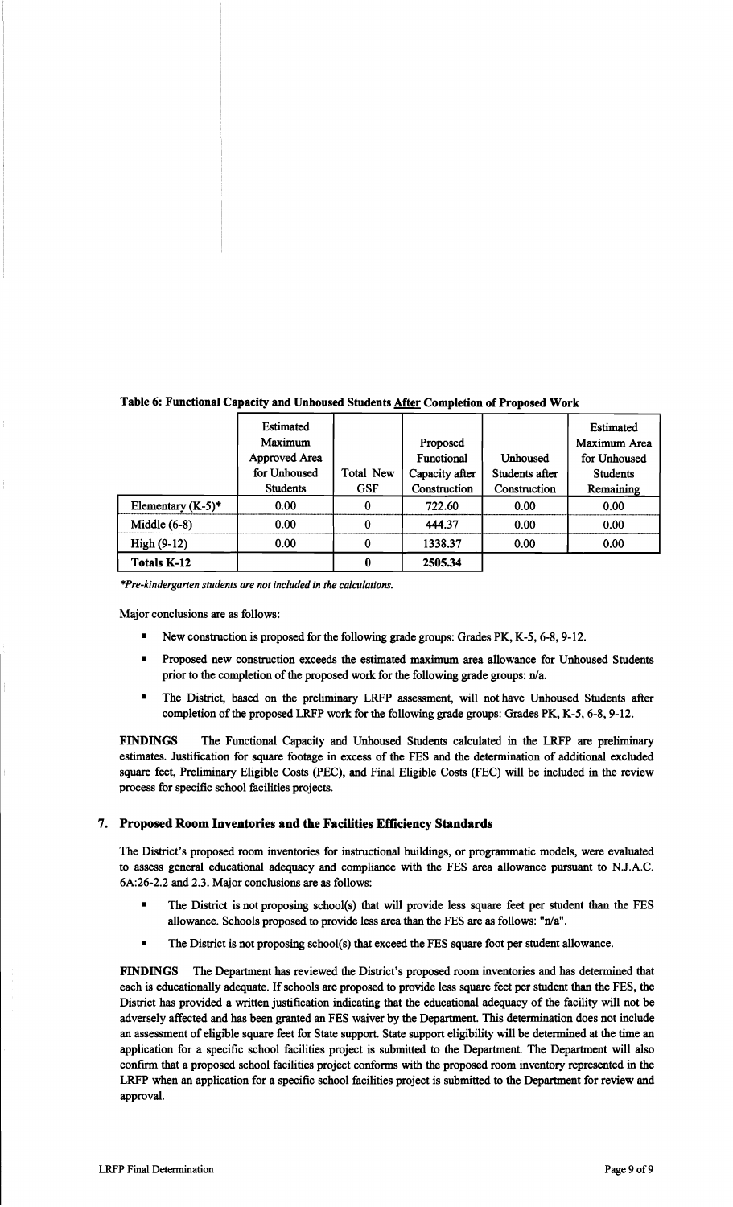**Table 6: Functional Capacity and Unhoused Students After Completion of Proposed Work**

| | Estimated Maximum Approved Area for Unhoused Students | Total New GSF | Proposed Functional Capacity after Construction | Unhoused Students after Construction | Estimated Maximum Area for Unhoused Students Remaining |
|---|---|---|---|---|---|
| Elementary (K-5)* | 0.00 | 0 | 722.60 | 0.00 | 0.00 |
| Middle (6-8) | 0.00 | 0 | 444.37 | 0.00 | 0.00 |
| High (9-12) | 0.00 | 0 | 1338.37 | 0.00 | 0.00 |
| **Totals K-12** | | **0** | **2505.34** | | |

*\*Pre-kindergarten students are not included in the calculations.*

Major conclusions are as follows:

- New construction is proposed for the following grade groups: Grades PK, K-5, 6-8, 9-12.
- Proposed new construction exceeds the estimated maximum area allowance for Unhoused Students prior to the completion of the proposed work for the following grade groups: n/a.
- The District, based on the preliminary LRFP assessment, will not have Unhoused Students after completion of the proposed LRFP work for the following grade groups: Grades PK, K-5, 6-8, 9-12.

**FINDINGS** The Functional Capacity and Unhoused Students calculated in the LRFP are preliminary estimates. Justification for square footage in excess of the FES and the determination of additional excluded square feet, Preliminary Eligible Costs (PEC), and Final Eligible Costs (FEC) will be included in the review process for specific school facilities projects.

## 7. Proposed Room Inventories and the Facilities Efficiency Standards

The District's proposed room inventories for instructional buildings, or programmatic models, were evaluated to assess general educational adequacy and compliance with the FES area allowance pursuant to N.J.A.C. 6A:26-2.2 and 2.3. Major conclusions are as follows:

- The District is not proposing school(s) that will provide less square feet per student than the FES allowance. Schools proposed to provide less area than the FES are as follows: "n/a".
- The District is not proposing school(s) that exceed the FES square foot per student allowance.

**FINDINGS** The Department has reviewed the District's proposed room inventories and has determined that each is educationally adequate. If schools are proposed to provide less square feet per student than the FES, the District has provided a written justification indicating that the educational adequacy of the facility will not be adversely affected and has been granted an FES waiver by the Department. This determination does not include an assessment of eligible square feet for State support. State support eligibility will be determined at the time an application for a specific school facilities project is submitted to the Department. The Department will also confirm that a proposed school facilities project conforms with the proposed room inventory represented in the LRFP when an application for a specific school facilities project is submitted to the Department for review and approval.